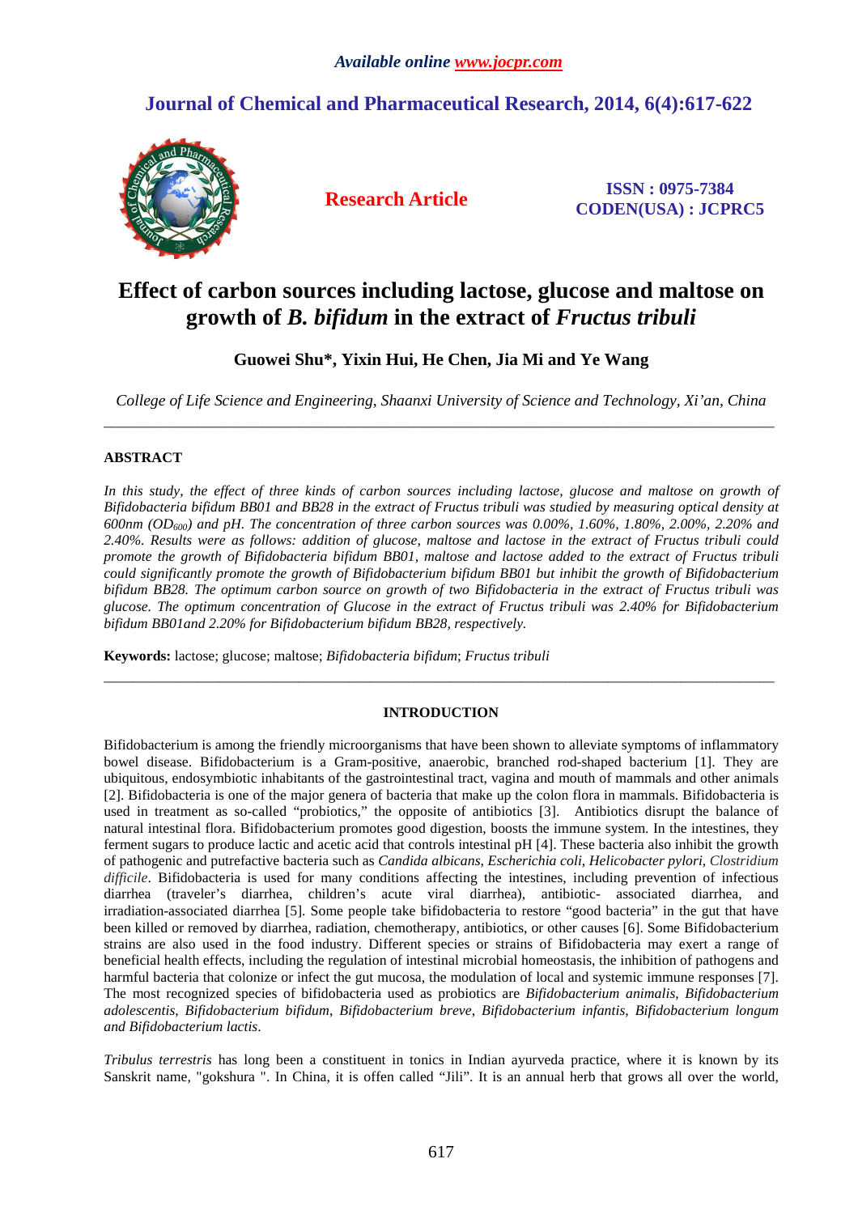# Effect of carbon sources including lactose, glucose and maltose on growth of *B. bifidum* in the extract of *Fructus tribuli*

**Guowei Shu\*, Yixin Hui, He Chen, Jia Mi and Ye Wang**

*College of Life Science and Engineering, Shaanxi University of Science and Technology, Xi'an, China*

---

## ABSTRACT

*In this study, the effect of three kinds of carbon sources including lactose, glucose and maltose on growth of Bifidobacteria bifidum BB01 and BB28 in the extract of Fructus tribuli was studied by measuring optical density at 600nm ($OD_{600}$) and pH. The concentration of three carbon sources was 0.00%, 1.60%, 1.80%, 2.00%, 2.20% and 2.40%. Results were as follows: addition of glucose, maltose and lactose in the extract of Fructus tribuli could promote the growth of Bifidobacteria bifidum BB01, maltose and lactose added to the extract of Fructus tribuli could significantly promote the growth of Bifidobacterium bifidum BB01 but inhibit the growth of Bifidobacterium bifidum BB28. The optimum carbon source on growth of two Bifidobacteria in the extract of Fructus tribuli was glucose. The optimum concentration of Glucose in the extract of Fructus tribuli was 2.40% for Bifidobacterium bifidum BB01and 2.20% for Bifidobacterium bifidum BB28, respectively.*

**Keywords:** lactose; glucose; maltose; *Bifidobacteria bifidum*; *Fructus tribuli*

---

## INTRODUCTION

Bifidobacterium is among the friendly microorganisms that have been shown to alleviate symptoms of inflammatory bowel disease. Bifidobacterium is a Gram-positive, anaerobic, branched rod-shaped bacterium [1]. They are ubiquitous, endosymbiotic inhabitants of the gastrointestinal tract, vagina and mouth of mammals and other animals [2]. Bifidobacteria is one of the major genera of bacteria that make up the colon flora in mammals. Bifidobacteria is used in treatment as so-called "probiotics," the opposite of antibiotics [3]. Antibiotics disrupt the balance of natural intestinal flora. Bifidobacterium promotes good digestion, boosts the immune system. In the intestines, they ferment sugars to produce lactic and acetic acid that controls intestinal pH [4]. These bacteria also inhibit the growth of pathogenic and putrefactive bacteria such as *Candida albicans*, *Escherichia coli*, *Helicobacter pylori*, *Clostridium difficile*. Bifidobacteria is used for many conditions affecting the intestines, including prevention of infectious diarrhea (traveler's diarrhea, children's acute viral diarrhea), antibiotic- associated diarrhea, and irradiation-associated diarrhea [5]. Some people take bifidobacteria to restore "good bacteria" in the gut that have been killed or removed by diarrhea, radiation, chemotherapy, antibiotics, or other causes [6]. Some Bifidobacterium strains are also used in the food industry. Different species or strains of Bifidobacteria may exert a range of beneficial health effects, including the regulation of intestinal microbial homeostasis, the inhibition of pathogens and harmful bacteria that colonize or infect the gut mucosa, the modulation of local and systemic immune responses [7]. The most recognized species of bifidobacteria used as probiotics are *Bifidobacterium animalis*, *Bifidobacterium adolescentis*, *Bifidobacterium bifidum*, *Bifidobacterium breve*, *Bifidobacterium infantis*, *Bifidobacterium longum and Bifidobacterium lactis*.

*Tribulus terrestris* has long been a constituent in tonics in Indian ayurveda practice, where it is known by its Sanskrit name, "gokshura ". In China, it is often called "Jili". It is an annual herb that grows all over the world,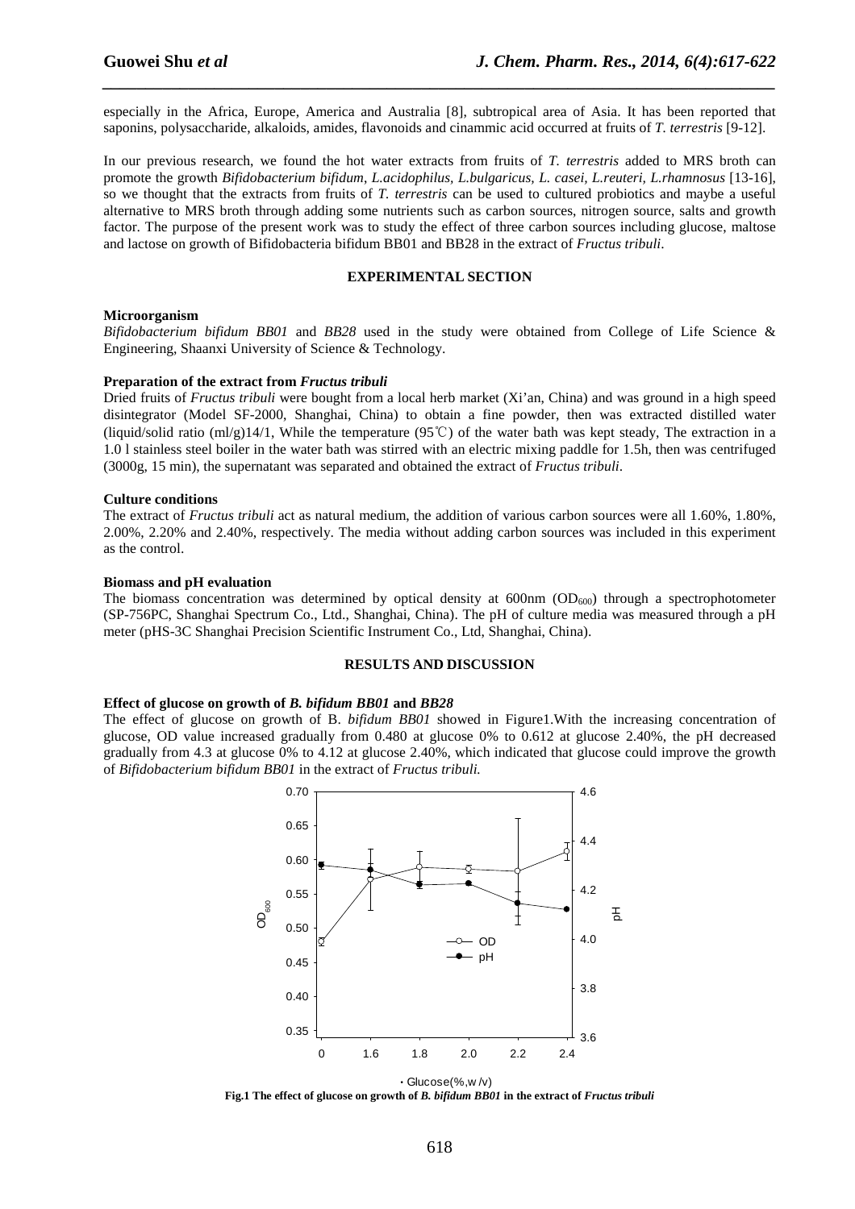especially in the Africa, Europe, America and Australia [8], subtropical area of Asia. It has been reported that saponins, polysaccharide, alkaloids, amides, flavonoids and cinammic acid occurred at fruits of *T. terrestris* [9-12].

In our previous research, we found the hot water extracts from fruits of *T. terrestris* added to MRS broth can promote the growth *Bifidobacterium bifidum*, *L.acidophilus, L.bulgaricus, L. casei, L.reuteri, L.rhamnosus* [13-16], so we thought that the extracts from fruits of *T. terrestris* can be used to cultured probiotics and maybe a useful alternative to MRS broth through adding some nutrients such as carbon sources, nitrogen source, salts and growth factor. The purpose of the present work was to study the effect of three carbon sources including glucose, maltose and lactose on growth of Bifidobacteria bifidum BB01 and BB28 in the extract of *Fructus tribuli*.

## EXPERIMENTAL SECTION

**Microorganism**

*Bifidobacterium bifidum BB01* and *BB28* used in the study were obtained from College of Life Science & Engineering, Shaanxi University of Science & Technology.

**Preparation of the extract from *Fructus tribuli***

Dried fruits of *Fructus tribuli* were bought from a local herb market (Xi'an, China) and was ground in a high speed disintegrator (Model SF-2000, Shanghai, China) to obtain a fine powder, then was extracted distilled water (liquid/solid ratio (ml/g)14/1, While the temperature (95℃) of the water bath was kept steady, The extraction in a 1.0 l stainless steel boiler in the water bath was stirred with an electric mixing paddle for 1.5h, then was centrifuged (3000g, 15 min), the supernatant was separated and obtained the extract of *Fructus tribuli*.

**Culture conditions**

The extract of *Fructus tribuli* act as natural medium, the addition of various carbon sources were all 1.60%, 1.80%, 2.00%, 2.20% and 2.40%, respectively. The media without adding carbon sources was included in this experiment as the control.

**Biomass and pH evaluation**

The biomass concentration was determined by optical density at 600nm ($OD_{600}$) through a spectrophotometer (SP-756PC, Shanghai Spectrum Co., Ltd., Shanghai, China). The pH of culture media was measured through a pH meter (pHS-3C Shanghai Precision Scientific Instrument Co., Ltd, Shanghai, China).

## RESULTS AND DISCUSSION

**Effect of glucose on growth of *B. bifidum BB01* and *BB28***

The effect of glucose on growth of B. *bifidum BB01* showed in Figure1.With the increasing concentration of glucose, OD value increased gradually from 0.480 at glucose 0% to 0.612 at glucose 2.40%, the pH decreased gradually from 4.3 at glucose 0% to 4.12 at glucose 2.40%, which indicated that glucose could improve the growth of *Bifidobacterium bifidum BB01* in the extract of *Fructus tribuli.*

**Fig.1 The effect of glucose on growth of *B. bifidum BB01* in the extract of *Fructus tribuli***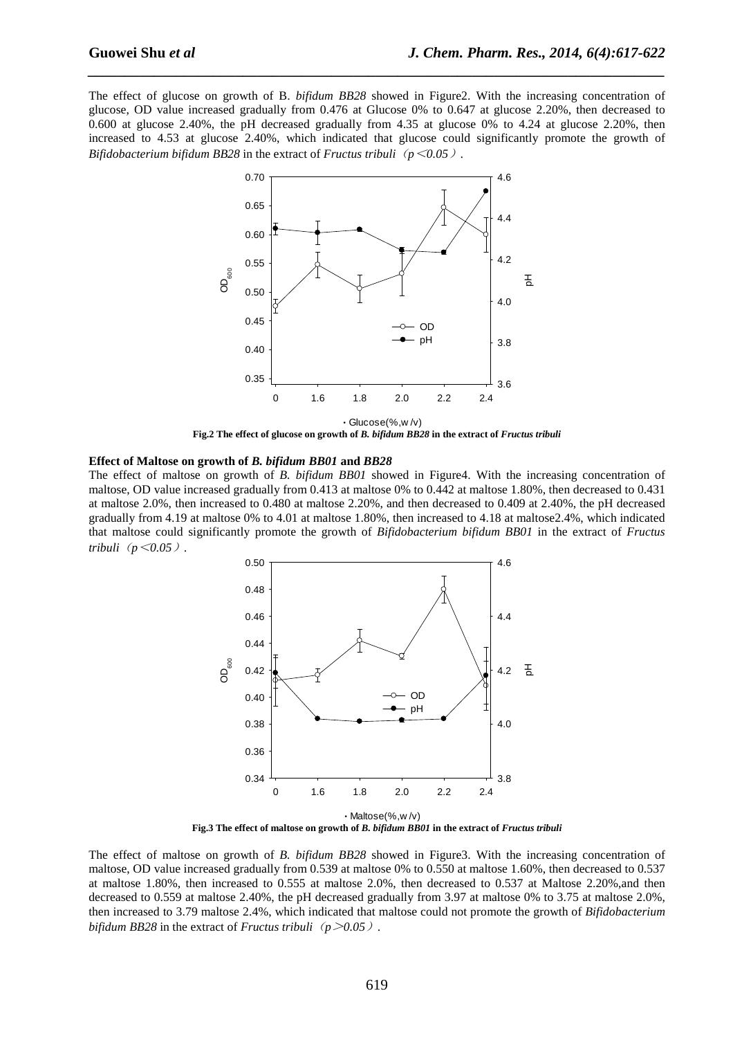The effect of glucose on growth of B. *bifidum BB28* showed in Figure2. With the increasing concentration of glucose, OD value increased gradually from 0.476 at Glucose 0% to 0.647 at glucose 2.20%, then decreased to 0.600 at glucose 2.40%, the pH decreased gradually from 4.35 at glucose 0% to 4.24 at glucose 2.20%, then increased to 4.53 at glucose 2.40%, which indicated that glucose could significantly promote the growth of *Bifidobacterium bifidum BB28* in the extract of *Fructus tribuli*（$p<0.05$）.

**Fig.2 The effect of glucose on growth of *B. bifidum BB28* in the extract of *Fructus tribuli***

**Effect of Maltose on growth of *B. bifidum BB01* and *BB28***

The effect of maltose on growth of *B. bifidum BB01* showed in Figure4. With the increasing concentration of maltose, OD value increased gradually from 0.413 at maltose 0% to 0.442 at maltose 1.80%, then decreased to 0.431 at maltose 2.0%, then increased to 0.480 at maltose 2.20%, and then decreased to 0.409 at 2.40%, the pH decreased gradually from 4.19 at maltose 0% to 4.01 at maltose 1.80%, then increased to 4.18 at maltose2.4%, which indicated that maltose could significantly promote the growth of *Bifidobacterium bifidum BB01* in the extract of *Fructus tribuli*（$p<0.05$）.

**Fig.3 The effect of maltose on growth of *B. bifidum BB01* in the extract of *Fructus tribuli***

The effect of maltose on growth of *B. bifidum BB28* showed in Figure3. With the increasing concentration of maltose, OD value increased gradually from 0.539 at maltose 0% to 0.550 at maltose 1.60%, then decreased to 0.537 at maltose 1.80%, then increased to 0.555 at maltose 2.0%, then decreased to 0.537 at Maltose 2.20%,and then decreased to 0.559 at maltose 2.40%, the pH decreased gradually from 3.97 at maltose 0% to 3.75 at maltose 2.0%, then increased to 3.79 maltose 2.4%, which indicated that maltose could not promote the growth of *Bifidobacterium bifidum BB28* in the extract of *Fructus tribuli*（$p>0.05$）.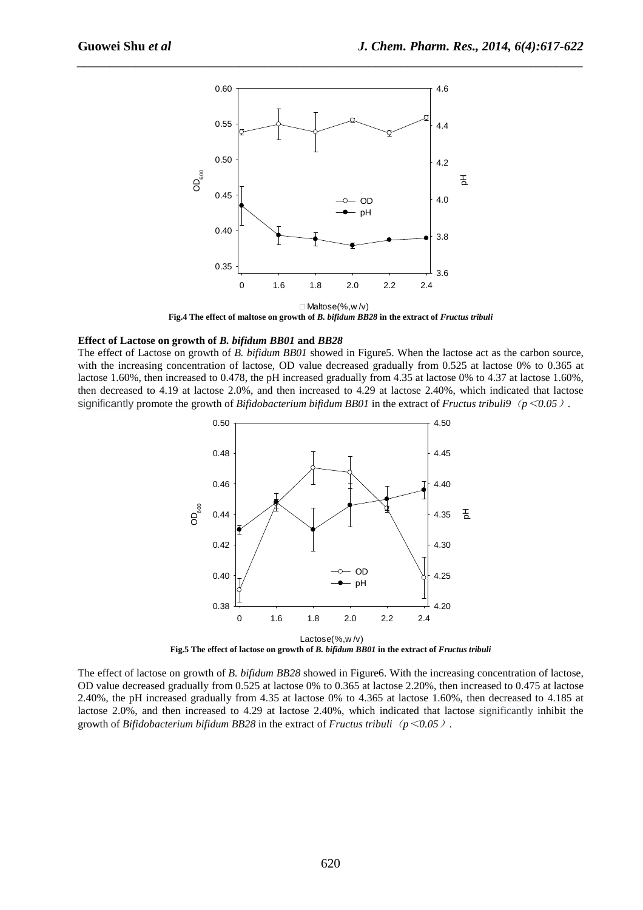Fig.4 The effect of maltose on growth of *B. bifidum BB28* in the extract of *Fructus tribuli*

**Effect of Lactose on growth of *B. bifidum BB01* and *BB28***

The effect of Lactose on growth of *B. bifidum BB01* showed in Figure5. When the lactose act as the carbon source, with the increasing concentration of lactose, OD value decreased gradually from 0.525 at lactose 0% to 0.365 at lactose 1.60%, then increased to 0.478, the pH increased gradually from 4.35 at lactose 0% to 4.37 at lactose 1.60%, then decreased to 4.19 at lactose 2.0%, and then increased to 4.29 at lactose 2.40%, which indicated that lactose significantly promote the growth of *Bifidobacterium bifidum BB01* in the extract of *Fructus tribuli9*（$p < 0.05$）.

Fig.5 The effect of lactose on growth of *B. bifidum BB01* in the extract of *Fructus tribuli*

The effect of lactose on growth of *B. bifidum BB28* showed in Figure6. With the increasing concentration of lactose, OD value decreased gradually from 0.525 at lactose 0% to 0.365 at lactose 2.20%, then increased to 0.475 at lactose 2.40%, the pH increased gradually from 4.35 at lactose 0% to 4.365 at lactose 1.60%, then decreased to 4.185 at lactose 2.0%, and then increased to 4.29 at lactose 2.40%, which indicated that lactose significantly inhibit the growth of *Bifidobacterium bifidum BB28* in the extract of *Fructus tribuli*（$p < 0.05$）.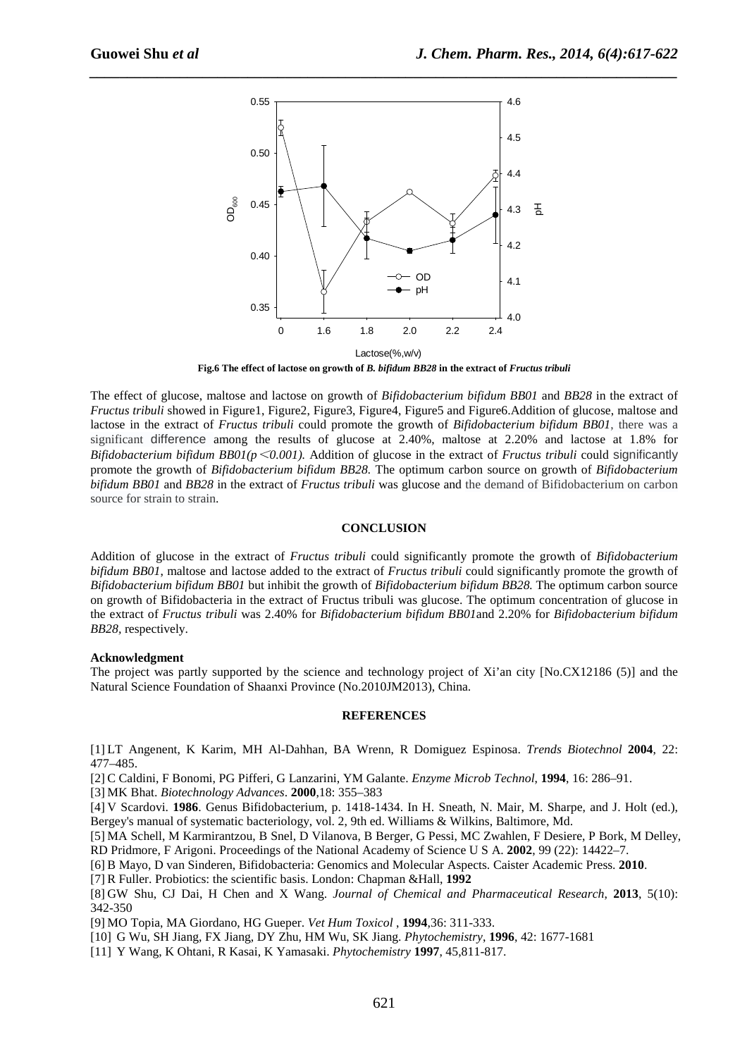**Fig.6 The effect of lactose on growth of *B. bifidum BB28* in the extract of *Fructus tribuli***

The effect of glucose, maltose and lactose on growth of *Bifidobacterium bifidum BB01* and *BB28* in the extract of *Fructus tribuli* showed in Figure1, Figure2, Figure3, Figure4, Figure5 and Figure6.Addition of glucose, maltose and lactose in the extract of *Fructus tribuli* could promote the growth of *Bifidobacterium bifidum BB01*, there was a significant difference among the results of glucose at 2.40%, maltose at 2.20% and lactose at 1.8% for *Bifidobacterium bifidum BB01(p<0.001).* Addition of glucose in the extract of *Fructus tribuli* could significantly promote the growth of *Bifidobacterium bifidum BB28.* The optimum carbon source on growth of *Bifidobacterium bifidum BB01* and *BB28* in the extract of *Fructus tribuli* was glucose and the demand of Bifidobacterium on carbon source for strain to strain.

## CONCLUSION

Addition of glucose in the extract of *Fructus tribuli* could significantly promote the growth of *Bifidobacterium bifidum BB01*, maltose and lactose added to the extract of *Fructus tribuli* could significantly promote the growth of *Bifidobacterium bifidum BB01* but inhibit the growth of *Bifidobacterium bifidum BB28.* The optimum carbon source on growth of Bifidobacteria in the extract of Fructus tribuli was glucose. The optimum concentration of glucose in the extract of *Fructus tribuli* was 2.40% for *Bifidobacterium bifidum BB01*and 2.20% for *Bifidobacterium bifidum BB28*, respectively.

### Acknowledgment

The project was partly supported by the science and technology project of Xi'an city [No.CX12186 (5)] and the Natural Science Foundation of Shaanxi Province (No.2010JM2013), China.

## REFERENCES

[1] LT Angenent, K Karim, MH Al-Dahhan, BA Wrenn, R Domiguez Espinosa. *Trends Biotechnol* **2004**, 22: 477–485.

[2] C Caldini, F Bonomi, PG Pifferi, G Lanzarini, YM Galante. *Enzyme Microb Technol*, **1994**, 16: 286–91.

[3] MK Bhat. *Biotechnology Advances*. **2000**,18: 355–383

[4] V Scardovi. **1986**. Genus Bifidobacterium, p. 1418-1434. In H. Sneath, N. Mair, M. Sharpe, and J. Holt (ed.), Bergey's manual of systematic bacteriology, vol. 2, 9th ed. Williams & Wilkins, Baltimore, Md.

[5] MA Schell, M Karmirantzou, B Snel, D Vilanova, B Berger, G Pessi, MC Zwahlen, F Desiere, P Bork, M Delley, RD Pridmore, F Arigoni. Proceedings of the National Academy of Science U S A. **2002**, 99 (22): 14422–7.

[6] B Mayo, D van Sinderen, Bifidobacteria: Genomics and Molecular Aspects. Caister Academic Press. **2010**.

[7] R Fuller. Probiotics: the scientific basis. London: Chapman &Hall, **1992**

[8] GW Shu, CJ Dai, H Chen and X Wang. *Journal of Chemical and Pharmaceutical Research*, **2013**, 5(10): 342-350

[9] MO Topia, MA Giordano, HG Gueper. *Vet Hum Toxicol* , **1994**,36: 311-333.

[10] G Wu, SH Jiang, FX Jiang, DY Zhu, HM Wu, SK Jiang. *Phytochemistry*, **1996**, 42: 1677-1681

[11] Y Wang, K Ohtani, R Kasai, K Yamasaki. *Phytochemistry* **1997**, 45,811-817.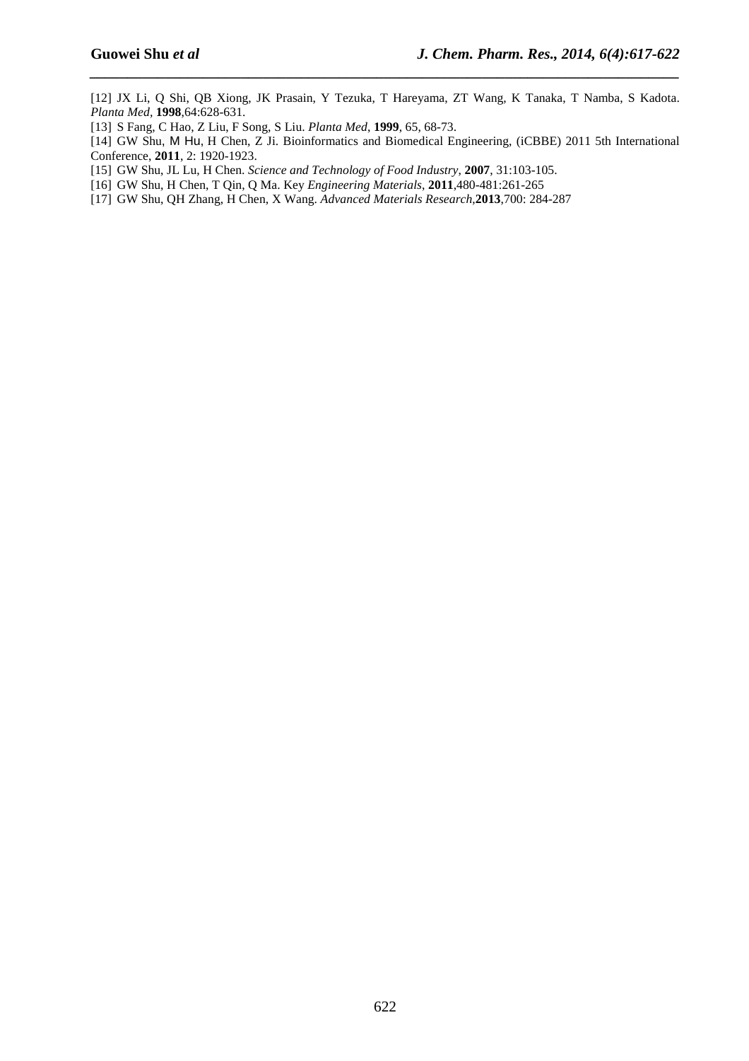[12] JX Li, Q Shi, QB Xiong, JK Prasain, Y Tezuka, T Hareyama, ZT Wang, K Tanaka, T Namba, S Kadota. *Planta Med*, **1998**,64:628-631.

[13] S Fang, C Hao, Z Liu, F Song, S Liu. *Planta Med*, **1999**, 65, 68-73.

[14] GW Shu, M Hu, H Chen, Z Ji. Bioinformatics and Biomedical Engineering, (iCBBE) 2011 5th International Conference, **2011**, 2: 1920-1923.

[15] GW Shu, JL Lu, H Chen. *Science and Technology of Food Industry*, **2007**, 31:103-105.

[16] GW Shu, H Chen, T Qin, Q Ma. Key *Engineering Materials*, **2011**,480-481:261-265

[17] GW Shu, QH Zhang, H Chen, X Wang. *Advanced Materials Research*,**2013**,700: 284-287